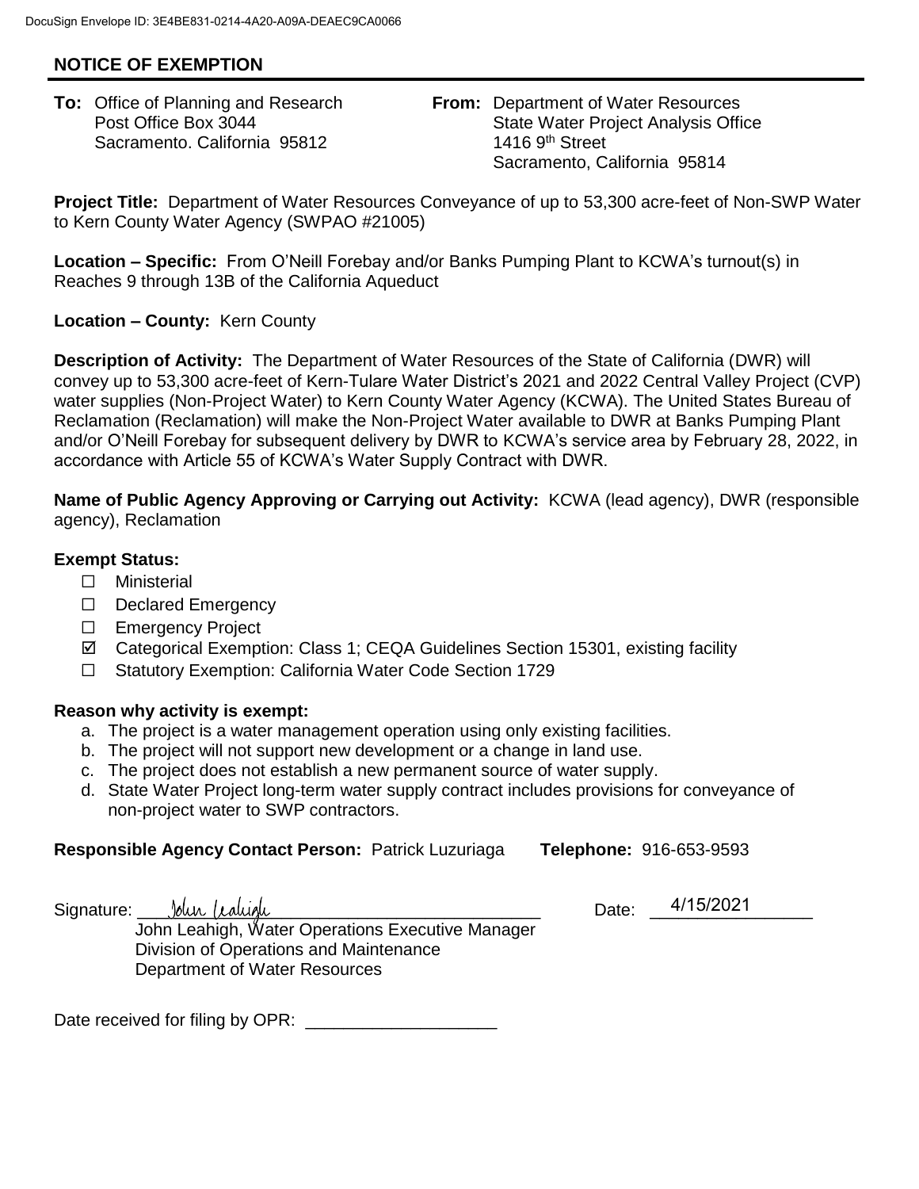DocuSign Envelope ID: 3E4BE831-0214-4A20-A09A-DEAEC9CA0066

## NOTICE OF EXEMPTION

**To:** Office of Planning and Research
Post Office Box 3044
Sacramento. California 95812

**From:** Department of Water Resources
State Water Project Analysis Office
1416 9th Street
Sacramento, California 95814

**Project Title:** Department of Water Resources Conveyance of up to 53,300 acre-feet of Non-SWP Water to Kern County Water Agency (SWPAO #21005)

**Location – Specific:** From O'Neill Forebay and/or Banks Pumping Plant to KCWA's turnout(s) in Reaches 9 through 13B of the California Aqueduct

**Location – County:** Kern County

**Description of Activity:** The Department of Water Resources of the State of California (DWR) will convey up to 53,300 acre-feet of Kern-Tulare Water District's 2021 and 2022 Central Valley Project (CVP) water supplies (Non-Project Water) to Kern County Water Agency (KCWA). The United States Bureau of Reclamation (Reclamation) will make the Non-Project Water available to DWR at Banks Pumping Plant and/or O'Neill Forebay for subsequent delivery by DWR to KCWA's service area by February 28, 2022, in accordance with Article 55 of KCWA's Water Supply Contract with DWR.

**Name of Public Agency Approving or Carrying out Activity:** KCWA (lead agency), DWR (responsible agency), Reclamation

**Exempt Status:**

- ☐ Ministerial
- ☐ Declared Emergency
- ☐ Emergency Project
- ☑ Categorical Exemption: Class 1; CEQA Guidelines Section 15301, existing facility
- ☐ Statutory Exemption: California Water Code Section 1729

**Reason why activity is exempt:**

a. The project is a water management operation using only existing facilities.
b. The project will not support new development or a change in land use.
c. The project does not establish a new permanent source of water supply.
d. State Water Project long-term water supply contract includes provisions for conveyance of non-project water to SWP contractors.

**Responsible Agency Contact Person:** Patrick Luzuriaga **Telephone:** 916-653-9593

Signature: John Leahigh Date: 4/15/2021

John Leahigh, Water Operations Executive Manager
Division of Operations and Maintenance
Department of Water Resources

Date received for filing by OPR: ____________________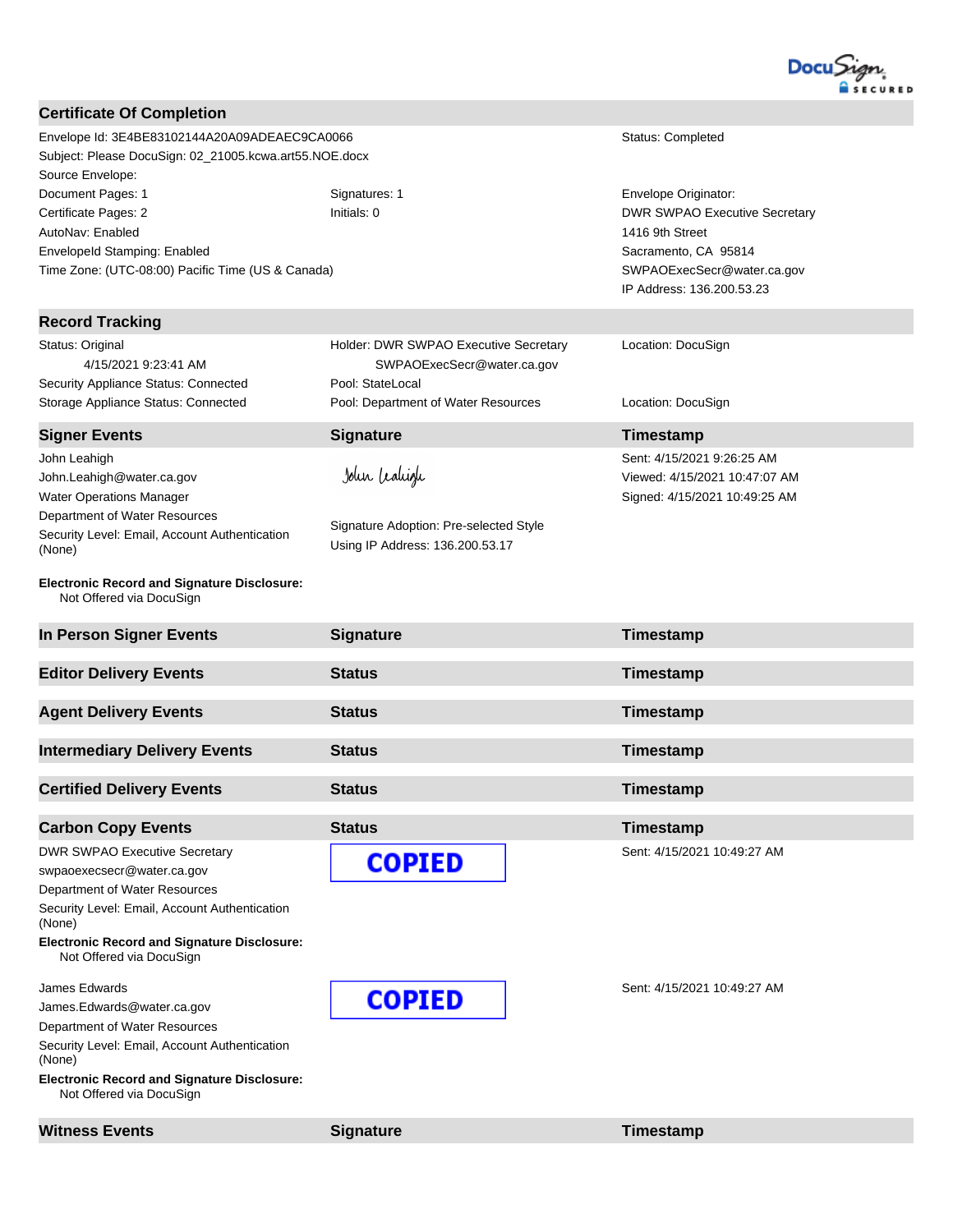## Certificate Of Completion

| | | |
|---|---|---|
| Envelope Id: 3E4BE83102144A20A09ADEAEC9CA0066 | | Status: Completed |
| Subject: Please DocuSign: 02_21005.kcwa.art55.NOE.docx | | |
| Source Envelope: | | |
| Document Pages: 1 | Signatures: 1 | Envelope Originator: |
| Certificate Pages: 2 | Initials: 0 | DWR SWPAO Executive Secretary |
| AutoNav: Enabled | | 1416 9th Street |
| EnvelopeId Stamping: Enabled | | Sacramento, CA 95814 |
| Time Zone: (UTC-08:00) Pacific Time (US & Canada) | | SWPAOExecSecr@water.ca.gov |
| | | IP Address: 136.200.53.23 |

## Record Tracking

| | | |
|---|---|---|
| Status: Original<br>4/15/2021 9:23:41 AM | Holder: DWR SWPAO Executive Secretary<br>SWPAOExecSecr@water.ca.gov | Location: DocuSign |
| Security Appliance Status: Connected | Pool: StateLocal | |
| Storage Appliance Status: Connected | Pool: Department of Water Resources | Location: DocuSign |

| Signer Events | Signature | Timestamp |
|---|---|---|
| John Leahigh<br>John.Leahigh@water.ca.gov<br>Water Operations Manager<br>Department of Water Resources<br>Security Level: Email, Account Authentication (None)<br><br>**Electronic Record and Signature Disclosure:**<br>Not Offered via DocuSign | John Leahigh<br><br>Signature Adoption: Pre-selected Style<br>Using IP Address: 136.200.53.17 | Sent: 4/15/2021 9:26:25 AM<br>Viewed: 4/15/2021 10:47:07 AM<br>Signed: 4/15/2021 10:49:25 AM |

| In Person Signer Events | Signature | Timestamp |
|---|---|---|

| Editor Delivery Events | Status | Timestamp |
|---|---|---|

| Agent Delivery Events | Status | Timestamp |
|---|---|---|

| Intermediary Delivery Events | Status | Timestamp |
|---|---|---|

| Certified Delivery Events | Status | Timestamp |
|---|---|---|

| Carbon Copy Events | Status | Timestamp |
|---|---|---|
| DWR SWPAO Executive Secretary<br>swpaoexecsecr@water.ca.gov<br>Department of Water Resources<br>Security Level: Email, Account Authentication (None)<br>**Electronic Record and Signature Disclosure:**<br>Not Offered via DocuSign | COPIED | Sent: 4/15/2021 10:49:27 AM |
| James Edwards<br>James.Edwards@water.ca.gov<br>Department of Water Resources<br>Security Level: Email, Account Authentication (None)<br>**Electronic Record and Signature Disclosure:**<br>Not Offered via DocuSign | COPIED | Sent: 4/15/2021 10:49:27 AM |

| Witness Events | Signature | Timestamp |
|---|---|---|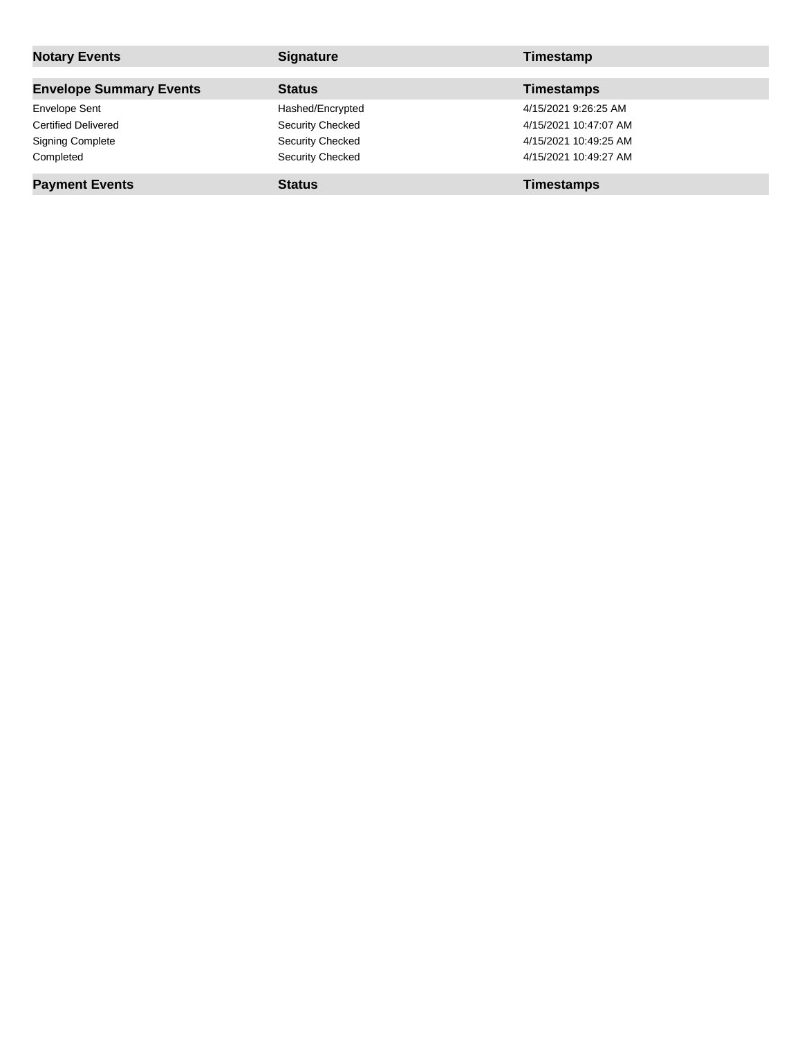| Notary Events | Signature | Timestamp |
| --- | --- | --- |

| Envelope Summary Events | Status | Timestamps |
| --- | --- | --- |
| Envelope Sent | Hashed/Encrypted | 4/15/2021 9:26:25 AM |
| Certified Delivered | Security Checked | 4/15/2021 10:47:07 AM |
| Signing Complete | Security Checked | 4/15/2021 10:49:25 AM |
| Completed | Security Checked | 4/15/2021 10:49:27 AM |

| Payment Events | Status | Timestamps |
| --- | --- | --- |